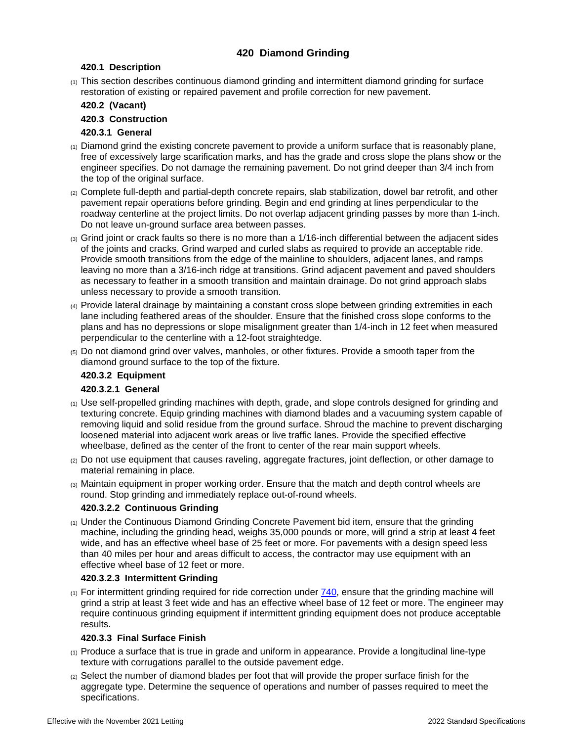# 420 Diamond Grinding

## 420.1 Description

(1) This section describes continuous diamond grinding and intermittent diamond grinding for surface restoration of existing or repaired pavement and profile correction for new pavement.

## 420.2 (Vacant)

## 420.3 Construction

### 420.3.1 General

(1) Diamond grind the existing concrete pavement to provide a uniform surface that is reasonably plane, free of excessively large scarification marks, and has the grade and cross slope the plans show or the engineer specifies. Do not damage the remaining pavement. Do not grind deeper than 3/4 inch from the top of the original surface.

(2) Complete full-depth and partial-depth concrete repairs, slab stabilization, dowel bar retrofit, and other pavement repair operations before grinding. Begin and end grinding at lines perpendicular to the roadway centerline at the project limits. Do not overlap adjacent grinding passes by more than 1-inch. Do not leave un-ground surface area between passes.

(3) Grind joint or crack faults so there is no more than a 1/16-inch differential between the adjacent sides of the joints and cracks. Grind warped and curled slabs as required to provide an acceptable ride. Provide smooth transitions from the edge of the mainline to shoulders, adjacent lanes, and ramps leaving no more than a 3/16-inch ridge at transitions. Grind adjacent pavement and paved shoulders as necessary to feather in a smooth transition and maintain drainage. Do not grind approach slabs unless necessary to provide a smooth transition.

(4) Provide lateral drainage by maintaining a constant cross slope between grinding extremities in each lane including feathered areas of the shoulder. Ensure that the finished cross slope conforms to the plans and has no depressions or slope misalignment greater than 1/4-inch in 12 feet when measured perpendicular to the centerline with a 12-foot straightedge.

(5) Do not diamond grind over valves, manholes, or other fixtures. Provide a smooth taper from the diamond ground surface to the top of the fixture.

### 420.3.2 Equipment

#### 420.3.2.1 General

(1) Use self-propelled grinding machines with depth, grade, and slope controls designed for grinding and texturing concrete. Equip grinding machines with diamond blades and a vacuuming system capable of removing liquid and solid residue from the ground surface. Shroud the machine to prevent discharging loosened material into adjacent work areas or live traffic lanes. Provide the specified effective wheelbase, defined as the center of the front to center of the rear main support wheels.

(2) Do not use equipment that causes raveling, aggregate fractures, joint deflection, or other damage to material remaining in place.

(3) Maintain equipment in proper working order. Ensure that the match and depth control wheels are round. Stop grinding and immediately replace out-of-round wheels.

#### 420.3.2.2 Continuous Grinding

(1) Under the Continuous Diamond Grinding Concrete Pavement bid item, ensure that the grinding machine, including the grinding head, weighs 35,000 pounds or more, will grind a strip at least 4 feet wide, and has an effective wheel base of 25 feet or more. For pavements with a design speed less than 40 miles per hour and areas difficult to access, the contractor may use equipment with an effective wheel base of 12 feet or more.

#### 420.3.2.3 Intermittent Grinding

(1) For intermittent grinding required for ride correction under 740, ensure that the grinding machine will grind a strip at least 3 feet wide and has an effective wheel base of 12 feet or more. The engineer may require continuous grinding equipment if intermittent grinding equipment does not produce acceptable results.

### 420.3.3 Final Surface Finish

(1) Produce a surface that is true in grade and uniform in appearance. Provide a longitudinal line-type texture with corrugations parallel to the outside pavement edge.

(2) Select the number of diamond blades per foot that will provide the proper surface finish for the aggregate type. Determine the sequence of operations and number of passes required to meet the specifications.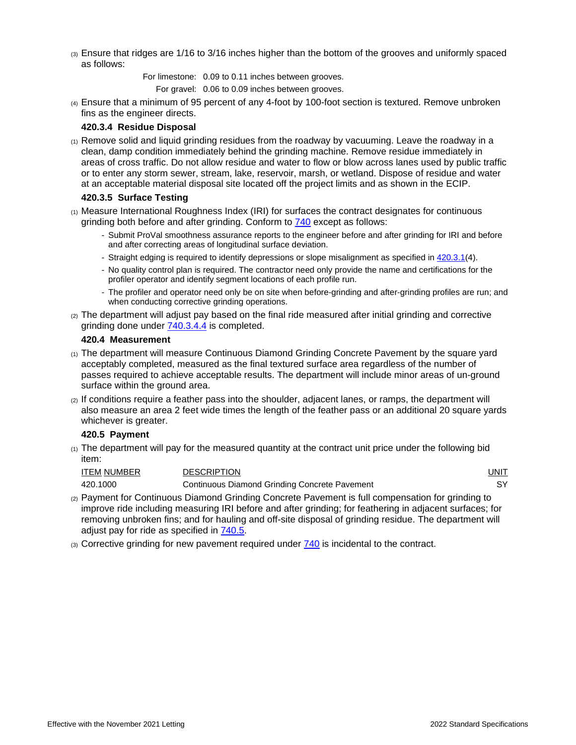(3) Ensure that ridges are 1/16 to 3/16 inches higher than the bottom of the grooves and uniformly spaced as follows:

For limestone: 0.09 to 0.11 inches between grooves.

For gravel: 0.06 to 0.09 inches between grooves.

(4) Ensure that a minimum of 95 percent of any 4-foot by 100-foot section is textured. Remove unbroken fins as the engineer directs.

### 420.3.4 Residue Disposal

(1) Remove solid and liquid grinding residues from the roadway by vacuuming. Leave the roadway in a clean, damp condition immediately behind the grinding machine. Remove residue immediately in areas of cross traffic. Do not allow residue and water to flow or blow across lanes used by public traffic or to enter any storm sewer, stream, lake, reservoir, marsh, or wetland. Dispose of residue and water at an acceptable material disposal site located off the project limits and as shown in the ECIP.

### 420.3.5 Surface Testing

(1) Measure International Roughness Index (IRI) for surfaces the contract designates for continuous grinding both before and after grinding. Conform to 740 except as follows:

- Submit ProVal smoothness assurance reports to the engineer before and after grinding for IRI and before and after correcting areas of longitudinal surface deviation.
- Straight edging is required to identify depressions or slope misalignment as specified in 420.3.1(4).
- No quality control plan is required. The contractor need only provide the name and certifications for the profiler operator and identify segment locations of each profile run.
- The profiler and operator need only be on site when before-grinding and after-grinding profiles are run; and when conducting corrective grinding operations.

(2) The department will adjust pay based on the final ride measured after initial grinding and corrective grinding done under 740.3.4.4 is completed.

## 420.4 Measurement

(1) The department will measure Continuous Diamond Grinding Concrete Pavement by the square yard acceptably completed, measured as the final textured surface area regardless of the number of passes required to achieve acceptable results. The department will include minor areas of un-ground surface within the ground area.

(2) If conditions require a feather pass into the shoulder, adjacent lanes, or ramps, the department will also measure an area 2 feet wide times the length of the feather pass or an additional 20 square yards whichever is greater.

## 420.5 Payment

(1) The department will pay for the measured quantity at the contract unit price under the following bid item:

| ITEM NUMBER | DESCRIPTION | UNIT |
|---|---|---|
| 420.1000 | Continuous Diamond Grinding Concrete Pavement | SY |

(2) Payment for Continuous Diamond Grinding Concrete Pavement is full compensation for grinding to improve ride including measuring IRI before and after grinding; for feathering in adjacent surfaces; for removing unbroken fins; and for hauling and off-site disposal of grinding residue. The department will adjust pay for ride as specified in 740.5.

(3) Corrective grinding for new pavement required under 740 is incidental to the contract.